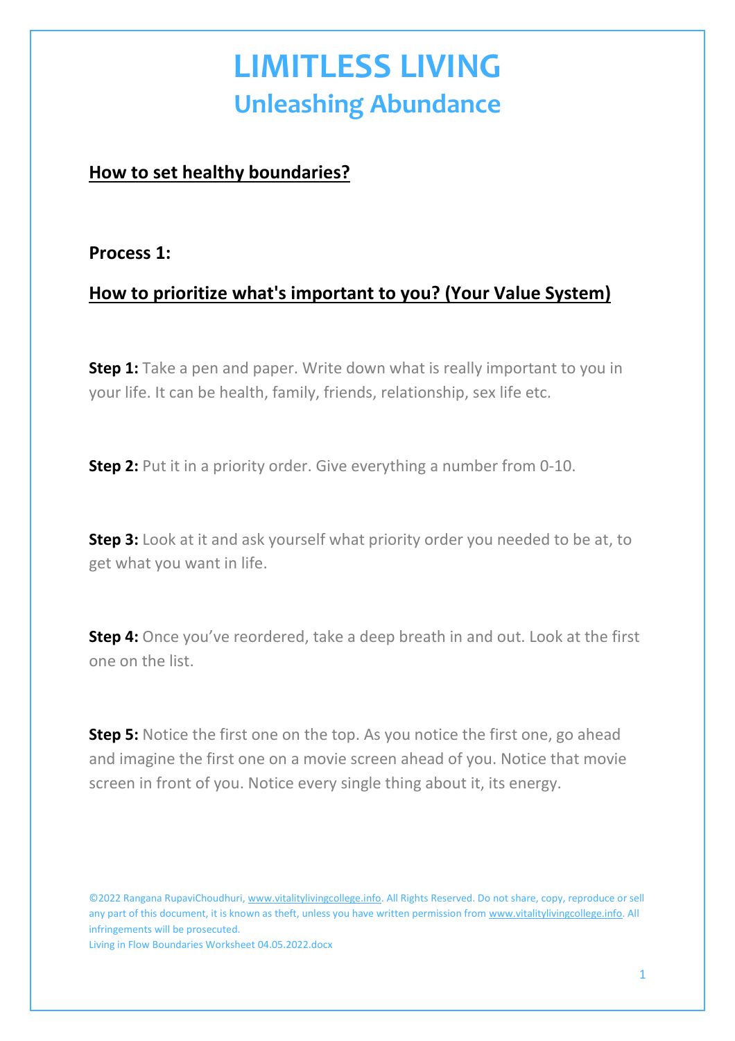# LIMITLESS LIVING
## Unleashing Abundance

**How to set healthy boundaries?**

**Process 1:**

**How to prioritize what's important to you? (Your Value System)**

**Step 1:** Take a pen and paper. Write down what is really important to you in your life. It can be health, family, friends, relationship, sex life etc.

**Step 2:** Put it in a priority order. Give everything a number from 0-10.

**Step 3:** Look at it and ask yourself what priority order you needed to be at, to get what you want in life.

**Step 4:** Once you've reordered, take a deep breath in and out. Look at the first one on the list.

**Step 5:** Notice the first one on the top. As you notice the first one, go ahead and imagine the first one on a movie screen ahead of you. Notice that movie screen in front of you. Notice every single thing about it, its energy.

©2022 Rangana RupaviChoudhuri, www.vitalitylivingcollege.info. All Rights Reserved. Do not share, copy, reproduce or sell any part of this document, it is known as theft, unless you have written permission from www.vitalitylivingcollege.info. All infringements will be prosecuted.
Living in Flow Boundaries Worksheet 04.05.2022.docx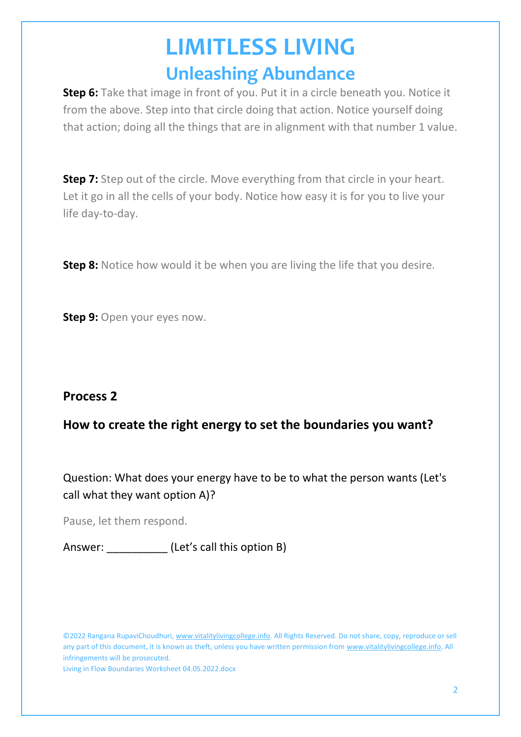**Step 6:** Take that image in front of you. Put it in a circle beneath you. Notice it from the above. Step into that circle doing that action. Notice yourself doing that action; doing all the things that are in alignment with that number 1 value.

**Step 7:** Step out of the circle. Move everything from that circle in your heart. Let it go in all the cells of your body. Notice how easy it is for you to live your life day-to-day.

**Step 8:** Notice how would it be when you are living the life that you desire.

**Step 9:** Open your eyes now.

**Process 2**

**How to create the right energy to set the boundaries you want?**

Question: What does your energy have to be to what the person wants (Let's call what they want option A)?

Pause, let them respond.

Answer: __________ (Let’s call this option B)

©2022 Rangana RupaviChoudhuri, www.vitalitylivingcollege.info. All Rights Reserved. Do not share, copy, reproduce or sell any part of this document, it is known as theft, unless you have written permission from www.vitalitylivingcollege.info. All infringements will be prosecuted.
Living in Flow Boundaries Worksheet 04.05.2022.docx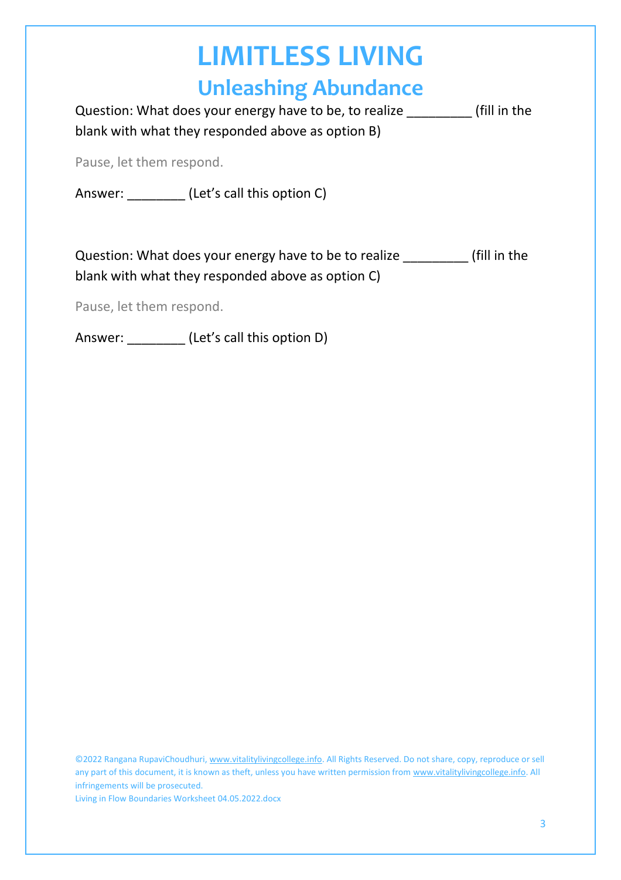# LIMITLESS LIVING

## Unleashing Abundance

Question: What does your energy have to be, to realize _________ (fill in the blank with what they responded above as option B)

Pause, let them respond.

Answer: ________ (Let's call this option C)

Question: What does your energy have to be to realize _________ (fill in the blank with what they responded above as option C)

Pause, let them respond.

Answer: ________ (Let's call this option D)

©2022 Rangana RupaviChoudhuri, www.vitalitylivingcollege.info. All Rights Reserved. Do not share, copy, reproduce or sell any part of this document, it is known as theft, unless you have written permission from www.vitalitylivingcollege.info. All infringements will be prosecuted.
Living in Flow Boundaries Worksheet 04.05.2022.docx